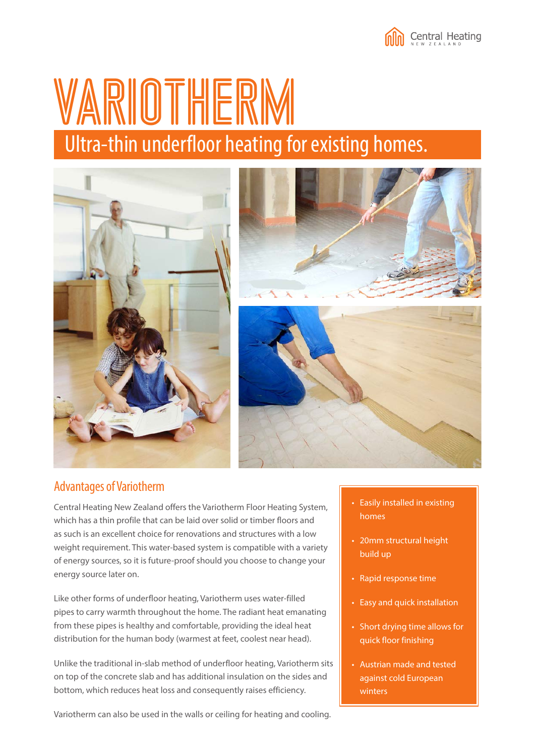# VARIOTHERM

## Ultra-thin underfloor heating for existing homes.

### Advantages of Variotherm

Central Heating New Zealand offers the Variotherm Floor Heating System, which has a thin profile that can be laid over solid or timber floors and as such is an excellent choice for renovations and structures with a low weight requirement. This water-based system is compatible with a variety of energy sources, so it is future-proof should you choose to change your energy source later on.

Like other forms of underfloor heating, Variotherm uses water-filled pipes to carry warmth throughout the home. The radiant heat emanating from these pipes is healthy and comfortable, providing the ideal heat distribution for the human body (warmest at feet, coolest near head).

Unlike the traditional in-slab method of underfloor heating, Variotherm sits on top of the concrete slab and has additional insulation on the sides and bottom, which reduces heat loss and consequently raises efficiency.

Variotherm can also be used in the walls or ceiling for heating and cooling.

- Easily installed in existing homes
- 20mm structural height build up
- Rapid response time
- Easy and quick installation
- Short drying time allows for quick floor finishing
- Austrian made and tested against cold European winters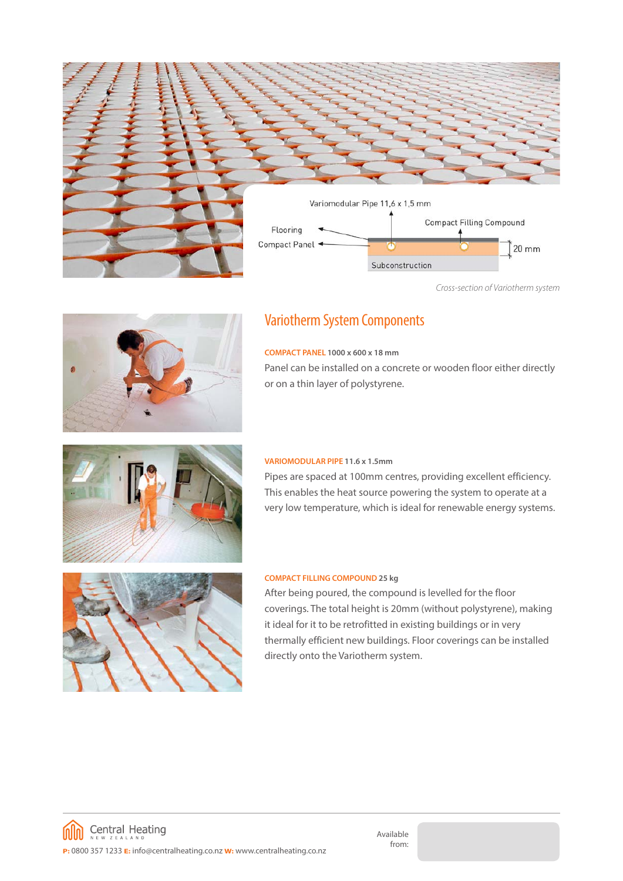Variomodular Pipe 11,6 x 1,5 mm

Compact Filling Compound

Flooring

Compact Panel

20 mm

Subconstruction

*Cross-section of Variotherm system*

## Variotherm System Components

**COMPACT PANEL 1000 x 600 x 18 mm**

Panel can be installed on a concrete or wooden floor either directly or on a thin layer of polystyrene.

**VARIOMODULAR PIPE 11.6 x 1.5mm**

Pipes are spaced at 100mm centres, providing excellent efficiency. This enables the heat source powering the system to operate at a very low temperature, which is ideal for renewable energy systems.

**COMPACT FILLING COMPOUND 25 kg**

After being poured, the compound is levelled for the floor coverings. The total height is 20mm (without polystyrene), making it ideal for it to be retrofitted in existing buildings or in very thermally efficient new buildings. Floor coverings can be installed directly onto the Variotherm system.

Central Heating NEW ZEALAND

**P:** 0800 357 1233 **E:** info@centralheating.co.nz **W:** www.centralheating.co.nz

Available from: